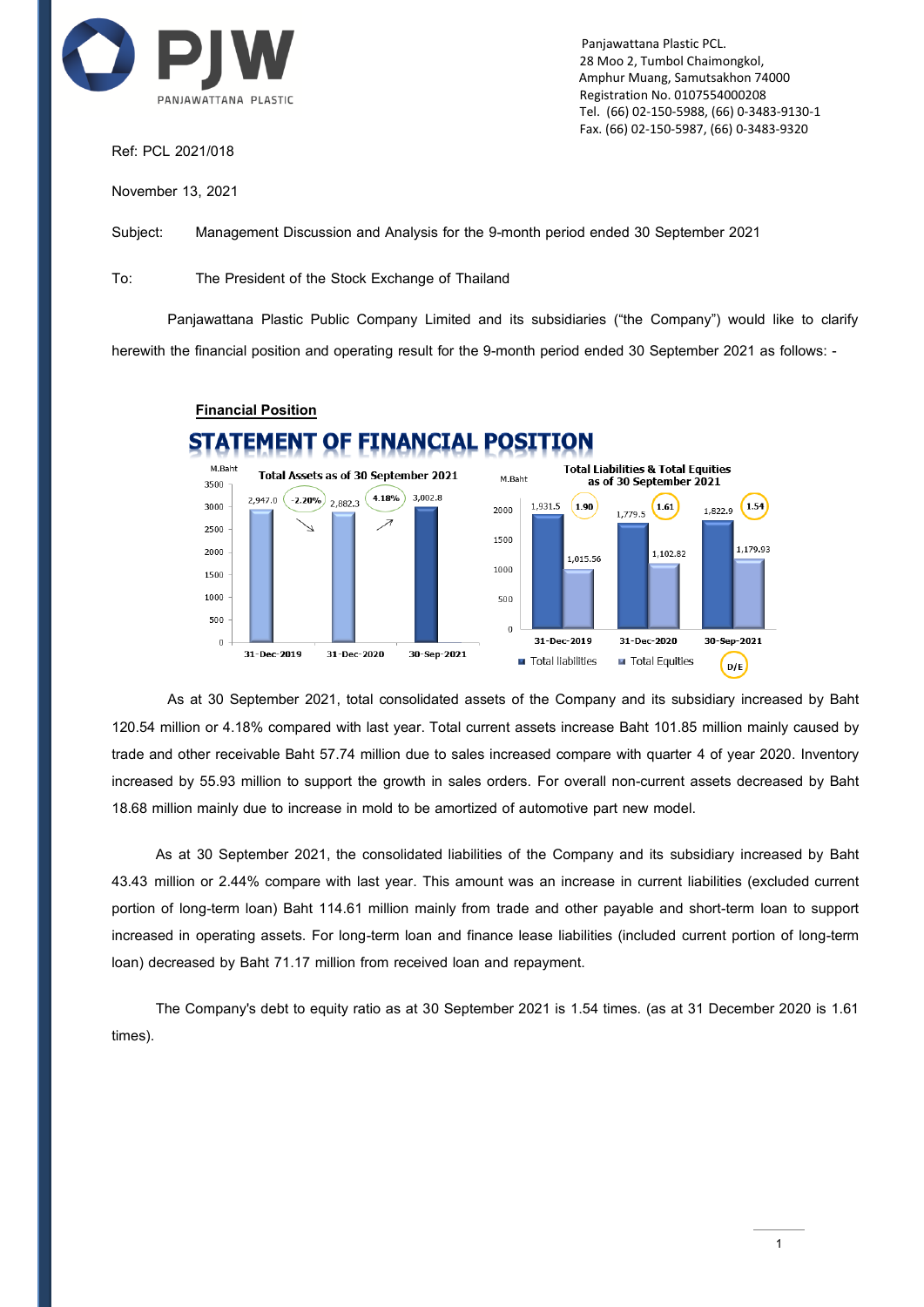PJW
PANJAWATTANA PLASTIC

Panjawattana Plastic PCL.
28 Moo 2, Tumbol Chaimongkol,
Amphur Muang, Samutsakhon 74000
Registration No. 0107554000208
Tel. (66) 02-150-5988, (66) 0-3483-9130-1
Fax. (66) 02-150-5987, (66) 0-3483-9320

Ref: PCL 2021/018

November 13, 2021

Subject: Management Discussion and Analysis for the 9-month period ended 30 September 2021

To: The President of the Stock Exchange of Thailand

Panjawattana Plastic Public Company Limited and its subsidiaries ("the Company") would like to clarify herewith the financial position and operating result for the 9-month period ended 30 September 2021 as follows: -

**Financial Position**

## STATEMENT OF FINANCIAL POSITION

Total Assets as of 30 September 2021 (M.Baht)

| | 31-Dec-2019 | 31-Dec-2020 | 30-Sep-2021 |
|---|---|---|---|
| Total Assets | 2,947.0 | 2,882.3 | 3,002.8 |
| Change | | -2.20% | 4.18% |

Total Liabilities & Total Equities as of 30 September 2021 (M.Baht)

| | 31-Dec-2019 | 31-Dec-2020 | 30-Sep-2021 |
|---|---|---|---|
| Total liabilities | 1,931.5 | 1,779.5 | 1,822.9 |
| Total Equities | 1,015.56 | 1,102.82 | 1,179.93 |
| D/E | 1.90 | 1.61 | 1.54 |

As at 30 September 2021, total consolidated assets of the Company and its subsidiary increased by Baht 120.54 million or 4.18% compared with last year. Total current assets increase Baht 101.85 million mainly caused by trade and other receivable Baht 57.74 million due to sales increased compare with quarter 4 of year 2020. Inventory increased by 55.93 million to support the growth in sales orders. For overall non-current assets decreased by Baht 18.68 million mainly due to increase in mold to be amortized of automotive part new model.

As at 30 September 2021, the consolidated liabilities of the Company and its subsidiary increased by Baht 43.43 million or 2.44% compare with last year. This amount was an increase in current liabilities (excluded current portion of long-term loan) Baht 114.61 million mainly from trade and other payable and short-term loan to support increased in operating assets. For long-term loan and finance lease liabilities (included current portion of long-term loan) decreased by Baht 71.17 million from received loan and repayment.

The Company's debt to equity ratio as at 30 September 2021 is 1.54 times. (as at 31 December 2020 is 1.61 times).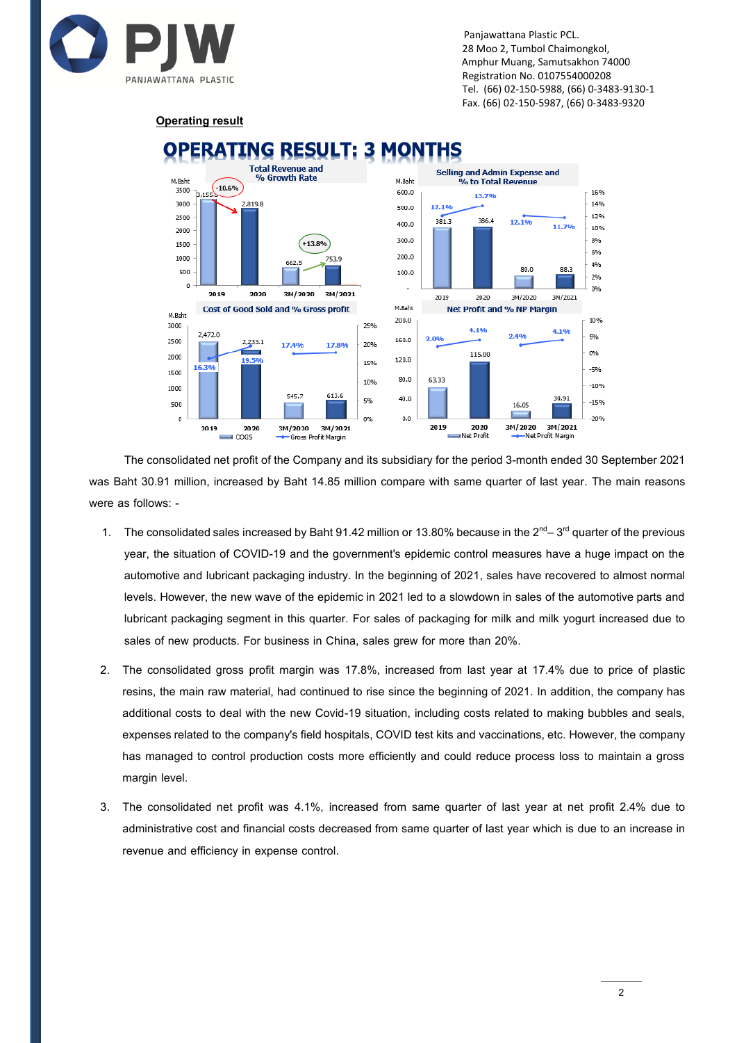## Operating result

# OPERATING RESULT: 3 MONTHS

The consolidated net profit of the Company and its subsidiary for the period 3-month ended 30 September 2021 was Baht 30.91 million, increased by Baht 14.85 million compare with same quarter of last year. The main reasons were as follows: -

1. The consolidated sales increased by Baht 91.42 million or 13.80% because in the 2nd– 3rd quarter of the previous year, the situation of COVID-19 and the government's epidemic control measures have a huge impact on the automotive and lubricant packaging industry. In the beginning of 2021, sales have recovered to almost normal levels. However, the new wave of the epidemic in 2021 led to a slowdown in sales of the automotive parts and lubricant packaging segment in this quarter. For sales of packaging for milk and milk yogurt increased due to sales of new products. For business in China, sales grew for more than 20%.

2. The consolidated gross profit margin was 17.8%, increased from last year at 17.4% due to price of plastic resins, the main raw material, had continued to rise since the beginning of 2021. In addition, the company has additional costs to deal with the new Covid-19 situation, including costs related to making bubbles and seals, expenses related to the company's field hospitals, COVID test kits and vaccinations, etc. However, the company has managed to control production costs more efficiently and could reduce process loss to maintain a gross margin level.

3. The consolidated net profit was 4.1%, increased from same quarter of last year at net profit 2.4% due to administrative cost and financial costs decreased from same quarter of last year which is due to an increase in revenue and efficiency in expense control.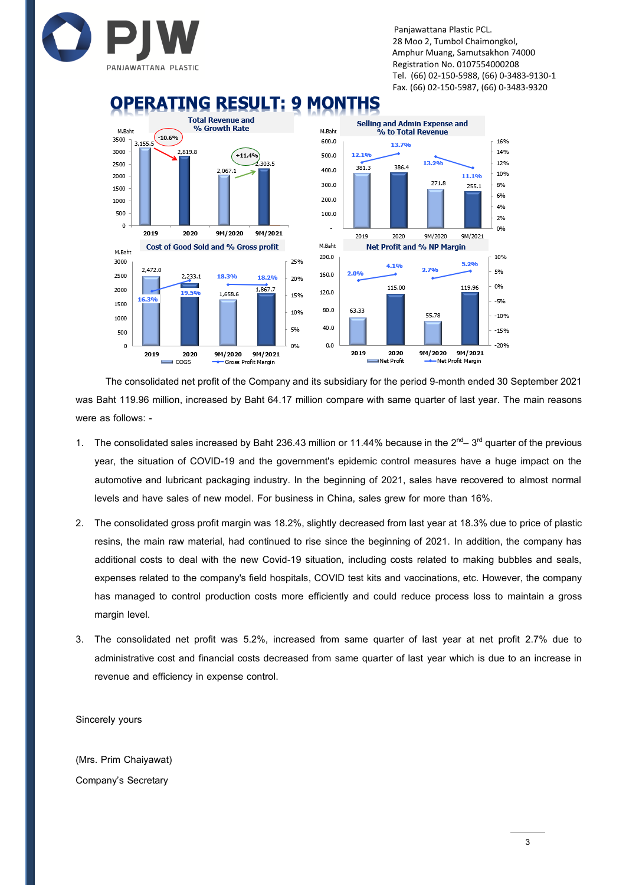Panjawattana Plastic PCL.
28 Moo 2, Tumbol Chaimongkol,
Amphur Muang, Samutsakhon 74000
Registration No. 0107554000208
Tel. (66) 02-150-5988, (66) 0-3483-9130-1
Fax. (66) 02-150-5987, (66) 0-3483-9320

# OPERATING RESULT: 9 MONTHS

Total Revenue and % Growth Rate
M.Baht
3,155.5
-10.6%
2,819.8
+11.4%
2,067.1
2,303.5
2019 2020 9M/2020 9M/2021

Selling and Admin Expense and % to Total Revenue
M.Baht
381.3 386.4 271.8 255.1
12.1% 13.7% 13.2% 11.1%
2019 2020 9M/2020 9M/2021

Cost of Good Sold and % Gross profit
M.Baht
2,472.0 2,233.1 1,658.6 1,867.7
16.3% 19.5% 18.3% 18.2%
2019 2020 9M/2020 9M/2021
COGS Gross Profit Margin

Net Profit and % NP Margin
M.Baht
63.33 115.00 55.78 119.96
2.0% 4.1% 2.7% 5.2%
2019 2020 9M/2020 9M/2021
Net Profit Net Profit Margin

The consolidated net profit of the Company and its subsidiary for the period 9-month ended 30 September 2021 was Baht 119.96 million, increased by Baht 64.17 million compare with same quarter of last year. The main reasons were as follows: -

1. The consolidated sales increased by Baht 236.43 million or 11.44% because in the 2nd – 3rd quarter of the previous year, the situation of COVID-19 and the government's epidemic control measures have a huge impact on the automotive and lubricant packaging industry. In the beginning of 2021, sales have recovered to almost normal levels and have sales of new model. For business in China, sales grew for more than 16%.

2. The consolidated gross profit margin was 18.2%, slightly decreased from last year at 18.3% due to price of plastic resins, the main raw material, had continued to rise since the beginning of 2021. In addition, the company has additional costs to deal with the new Covid-19 situation, including costs related to making bubbles and seals, expenses related to the company's field hospitals, COVID test kits and vaccinations, etc. However, the company has managed to control production costs more efficiently and could reduce process loss to maintain a gross margin level.

3. The consolidated net profit was 5.2%, increased from same quarter of last year at net profit 2.7% due to administrative cost and financial costs decreased from same quarter of last year which is due to an increase in revenue and efficiency in expense control.

Sincerely yours

(Mrs. Prim Chaiyawat)

Company's Secretary